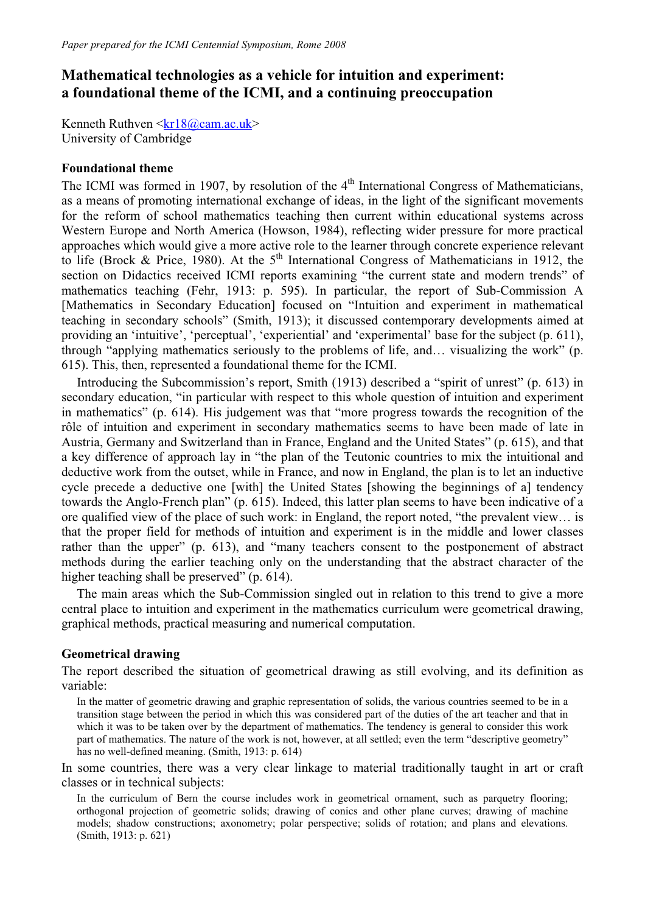*Paper prepared for the ICMI Centennial Symposium, Rome 2008*

# Mathematical technologies as a vehicle for intuition and experiment: a foundational theme of the ICMI, and a continuing preoccupation

Kenneth Ruthven <kr18@cam.ac.uk>
University of Cambridge

## Foundational theme

The ICMI was formed in 1907, by resolution of the 4th International Congress of Mathematicians, as a means of promoting international exchange of ideas, in the light of the significant movements for the reform of school mathematics teaching then current within educational systems across Western Europe and North America (Howson, 1984), reflecting wider pressure for more practical approaches which would give a more active role to the learner through concrete experience relevant to life (Brock & Price, 1980). At the 5th International Congress of Mathematicians in 1912, the section on Didactics received ICMI reports examining "the current state and modern trends" of mathematics teaching (Fehr, 1913: p. 595). In particular, the report of Sub-Commission A [Mathematics in Secondary Education] focused on "Intuition and experiment in mathematical teaching in secondary schools" (Smith, 1913); it discussed contemporary developments aimed at providing an 'intuitive', 'perceptual', 'experiential' and 'experimental' base for the subject (p. 611), through "applying mathematics seriously to the problems of life, and… visualizing the work" (p. 615). This, then, represented a foundational theme for the ICMI.

Introducing the Subcommission's report, Smith (1913) described a "spirit of unrest" (p. 613) in secondary education, "in particular with respect to this whole question of intuition and experiment in mathematics" (p. 614). His judgement was that "more progress towards the recognition of the rôle of intuition and experiment in secondary mathematics seems to have been made of late in Austria, Germany and Switzerland than in France, England and the United States" (p. 615), and that a key difference of approach lay in "the plan of the Teutonic countries to mix the intuitional and deductive work from the outset, while in France, and now in England, the plan is to let an inductive cycle precede a deductive one [with] the United States [showing the beginnings of a] tendency towards the Anglo-French plan" (p. 615). Indeed, this latter plan seems to have been indicative of a ore qualified view of the place of such work: in England, the report noted, "the prevalent view… is that the proper field for methods of intuition and experiment is in the middle and lower classes rather than the upper" (p. 613), and "many teachers consent to the postponement of abstract methods during the earlier teaching only on the understanding that the abstract character of the higher teaching shall be preserved" (p. 614).

The main areas which the Sub-Commission singled out in relation to this trend to give a more central place to intuition and experiment in the mathematics curriculum were geometrical drawing, graphical methods, practical measuring and numerical computation.

## Geometrical drawing

The report described the situation of geometrical drawing as still evolving, and its definition as variable:

> In the matter of geometric drawing and graphic representation of solids, the various countries seemed to be in a transition stage between the period in which this was considered part of the duties of the art teacher and that in which it was to be taken over by the department of mathematics. The tendency is general to consider this work part of mathematics. The nature of the work is not, however, at all settled; even the term "descriptive geometry" has no well-defined meaning. (Smith, 1913: p. 614)

In some countries, there was a very clear linkage to material traditionally taught in art or craft classes or in technical subjects:

> In the curriculum of Bern the course includes work in geometrical ornament, such as parquetry flooring; orthogonal projection of geometric solids; drawing of conics and other plane curves; drawing of machine models; shadow constructions; axonometry; polar perspective; solids of rotation; and plans and elevations. (Smith, 1913: p. 621)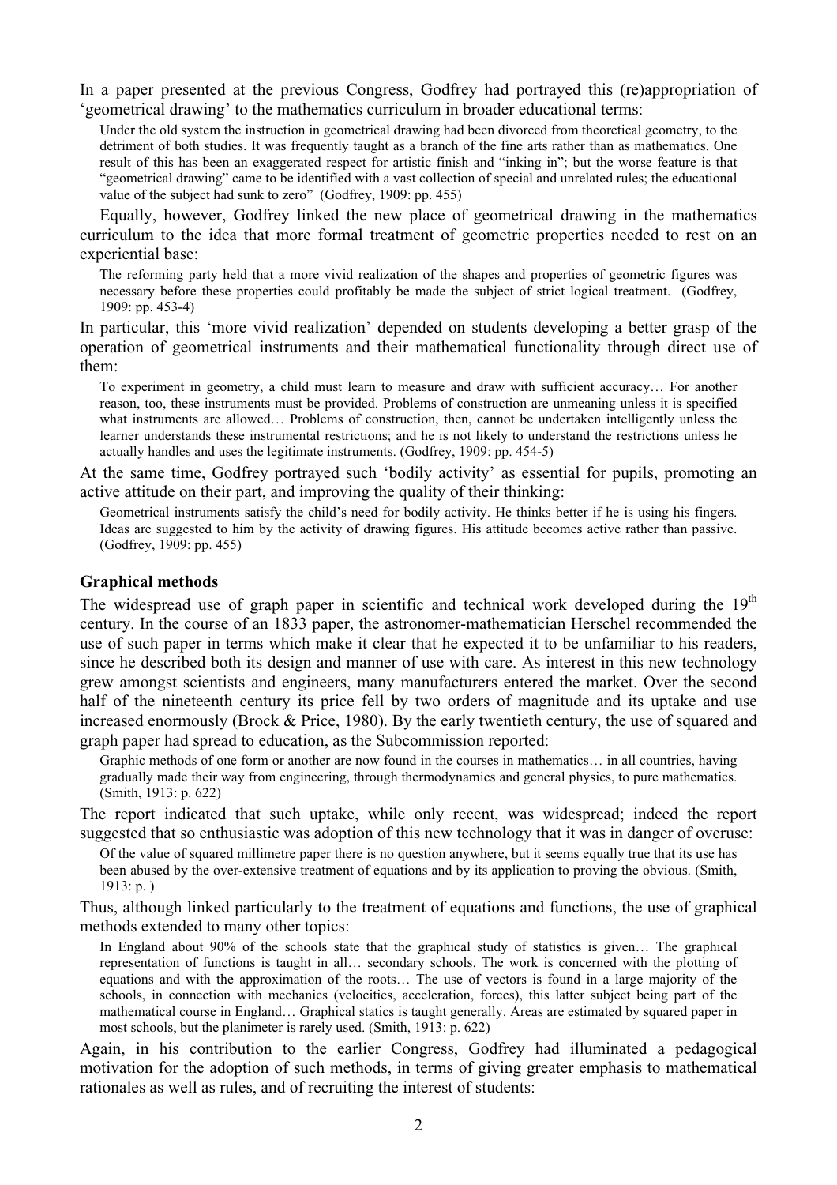In a paper presented at the previous Congress, Godfrey had portrayed this (re)appropriation of 'geometrical drawing' to the mathematics curriculum in broader educational terms:

> Under the old system the instruction in geometrical drawing had been divorced from theoretical geometry, to the detriment of both studies. It was frequently taught as a branch of the fine arts rather than as mathematics. One result of this has been an exaggerated respect for artistic finish and "inking in"; but the worse feature is that "geometrical drawing" came to be identified with a vast collection of special and unrelated rules; the educational value of the subject had sunk to zero" (Godfrey, 1909: pp. 455)

Equally, however, Godfrey linked the new place of geometrical drawing in the mathematics curriculum to the idea that more formal treatment of geometric properties needed to rest on an experiential base:

> The reforming party held that a more vivid realization of the shapes and properties of geometric figures was necessary before these properties could profitably be made the subject of strict logical treatment. (Godfrey, 1909: pp. 453-4)

In particular, this 'more vivid realization' depended on students developing a better grasp of the operation of geometrical instruments and their mathematical functionality through direct use of them:

> To experiment in geometry, a child must learn to measure and draw with sufficient accuracy… For another reason, too, these instruments must be provided. Problems of construction are unmeaning unless it is specified what instruments are allowed… Problems of construction, then, cannot be undertaken intelligently unless the learner understands these instrumental restrictions; and he is not likely to understand the restrictions unless he actually handles and uses the legitimate instruments. (Godfrey, 1909: pp. 454-5)

At the same time, Godfrey portrayed such 'bodily activity' as essential for pupils, promoting an active attitude on their part, and improving the quality of their thinking:

> Geometrical instruments satisfy the child's need for bodily activity. He thinks better if he is using his fingers. Ideas are suggested to him by the activity of drawing figures. His attitude becomes active rather than passive. (Godfrey, 1909: pp. 455)

### Graphical methods

The widespread use of graph paper in scientific and technical work developed during the 19th century. In the course of an 1833 paper, the astronomer-mathematician Herschel recommended the use of such paper in terms which make it clear that he expected it to be unfamiliar to his readers, since he described both its design and manner of use with care. As interest in this new technology grew amongst scientists and engineers, many manufacturers entered the market. Over the second half of the nineteenth century its price fell by two orders of magnitude and its uptake and use increased enormously (Brock & Price, 1980). By the early twentieth century, the use of squared and graph paper had spread to education, as the Subcommission reported:

> Graphic methods of one form or another are now found in the courses in mathematics… in all countries, having gradually made their way from engineering, through thermodynamics and general physics, to pure mathematics. (Smith, 1913: p. 622)

The report indicated that such uptake, while only recent, was widespread; indeed the report suggested that so enthusiastic was adoption of this new technology that it was in danger of overuse:

> Of the value of squared millimetre paper there is no question anywhere, but it seems equally true that its use has been abused by the over-extensive treatment of equations and by its application to proving the obvious. (Smith, 1913: p. )

Thus, although linked particularly to the treatment of equations and functions, the use of graphical methods extended to many other topics:

> In England about 90% of the schools state that the graphical study of statistics is given… The graphical representation of functions is taught in all… secondary schools. The work is concerned with the plotting of equations and with the approximation of the roots… The use of vectors is found in a large majority of the schools, in connection with mechanics (velocities, acceleration, forces), this latter subject being part of the mathematical course in England… Graphical statics is taught generally. Areas are estimated by squared paper in most schools, but the planimeter is rarely used. (Smith, 1913: p. 622)

Again, in his contribution to the earlier Congress, Godfrey had illuminated a pedagogical motivation for the adoption of such methods, in terms of giving greater emphasis to mathematical rationales as well as rules, and of recruiting the interest of students: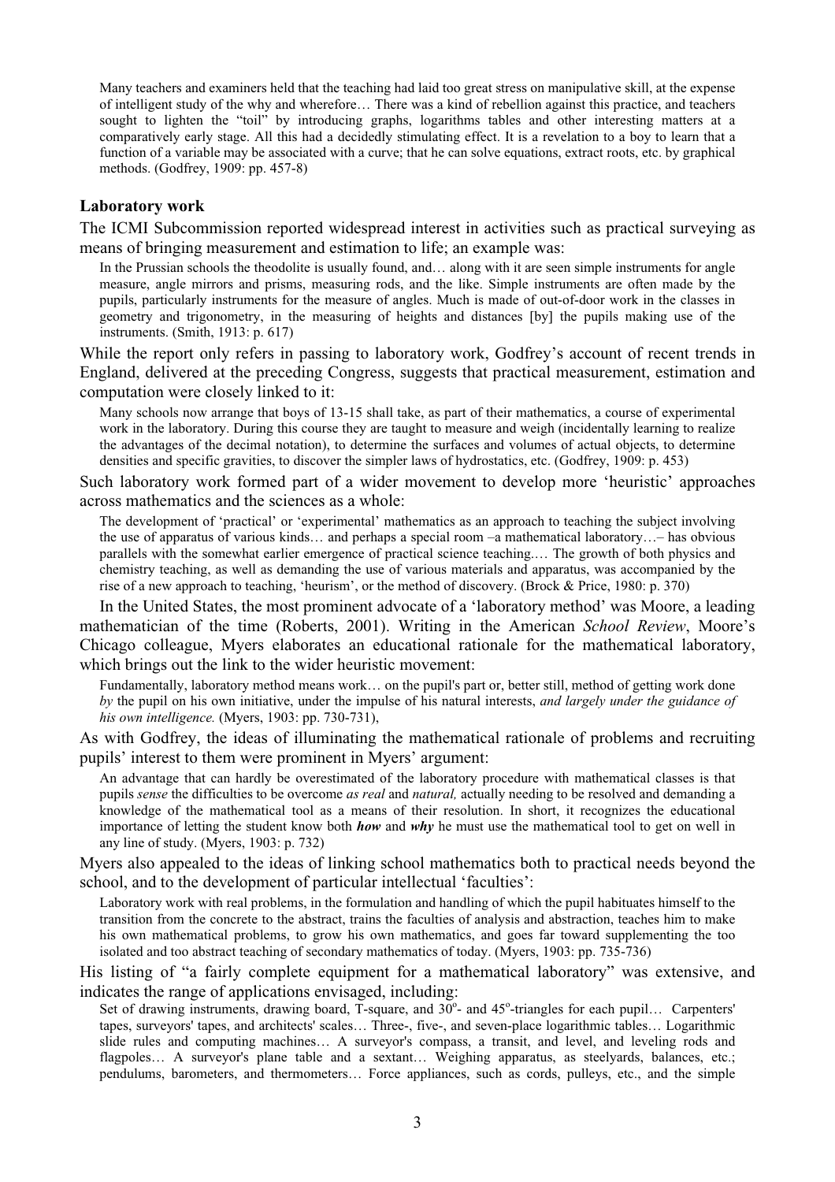> Many teachers and examiners held that the teaching had laid too great stress on manipulative skill, at the expense of intelligent study of the why and wherefore… There was a kind of rebellion against this practice, and teachers sought to lighten the "toil" by introducing graphs, logarithms tables and other interesting matters at a comparatively early stage. All this had a decidedly stimulating effect. It is a revelation to a boy to learn that a function of a variable may be associated with a curve; that he can solve equations, extract roots, etc. by graphical methods. (Godfrey, 1909: pp. 457-8)

**Laboratory work**

The ICMI Subcommission reported widespread interest in activities such as practical surveying as means of bringing measurement and estimation to life; an example was:

> In the Prussian schools the theodolite is usually found, and… along with it are seen simple instruments for angle measure, angle mirrors and prisms, measuring rods, and the like. Simple instruments are often made by the pupils, particularly instruments for the measure of angles. Much is made of out-of-door work in the classes in geometry and trigonometry, in the measuring of heights and distances [by] the pupils making use of the instruments. (Smith, 1913: p. 617)

While the report only refers in passing to laboratory work, Godfrey's account of recent trends in England, delivered at the preceding Congress, suggests that practical measurement, estimation and computation were closely linked to it:

> Many schools now arrange that boys of 13-15 shall take, as part of their mathematics, a course of experimental work in the laboratory. During this course they are taught to measure and weigh (incidentally learning to realize the advantages of the decimal notation), to determine the surfaces and volumes of actual objects, to determine densities and specific gravities, to discover the simpler laws of hydrostatics, etc. (Godfrey, 1909: p. 453)

Such laboratory work formed part of a wider movement to develop more 'heuristic' approaches across mathematics and the sciences as a whole:

> The development of 'practical' or 'experimental' mathematics as an approach to teaching the subject involving the use of apparatus of various kinds… and perhaps a special room –a mathematical laboratory…– has obvious parallels with the somewhat earlier emergence of practical science teaching.… The growth of both physics and chemistry teaching, as well as demanding the use of various materials and apparatus, was accompanied by the rise of a new approach to teaching, 'heurism', or the method of discovery. (Brock & Price, 1980: p. 370)

In the United States, the most prominent advocate of a 'laboratory method' was Moore, a leading mathematician of the time (Roberts, 2001). Writing in the American *School Review*, Moore's Chicago colleague, Myers elaborates an educational rationale for the mathematical laboratory, which brings out the link to the wider heuristic movement:

> Fundamentally, laboratory method means work… on the pupil's part or, better still, method of getting work done *by* the pupil on his own initiative, under the impulse of his natural interests, *and largely under the guidance of his own intelligence.* (Myers, 1903: pp. 730-731),

As with Godfrey, the ideas of illuminating the mathematical rationale of problems and recruiting pupils' interest to them were prominent in Myers' argument:

> An advantage that can hardly be overestimated of the laboratory procedure with mathematical classes is that pupils *sense* the difficulties to be overcome *as real* and *natural,* actually needing to be resolved and demanding a knowledge of the mathematical tool as a means of their resolution. In short, it recognizes the educational importance of letting the student know both ***how*** and ***why*** he must use the mathematical tool to get on well in any line of study. (Myers, 1903: p. 732)

Myers also appealed to the ideas of linking school mathematics both to practical needs beyond the school, and to the development of particular intellectual 'faculties':

> Laboratory work with real problems, in the formulation and handling of which the pupil habituates himself to the transition from the concrete to the abstract, trains the faculties of analysis and abstraction, teaches him to make his own mathematical problems, to grow his own mathematics, and goes far toward supplementing the too isolated and too abstract teaching of secondary mathematics of today. (Myers, 1903: pp. 735-736)

His listing of "a fairly complete equipment for a mathematical laboratory" was extensive, and indicates the range of applications envisaged, including:

> Set of drawing instruments, drawing board, T-square, and 30°- and 45°-triangles for each pupil… Carpenters' tapes, surveyors' tapes, and architects' scales… Three-, five-, and seven-place logarithmic tables… Logarithmic slide rules and computing machines… A surveyor's compass, a transit, and level, and leveling rods and flagpoles… A surveyor's plane table and a sextant… Weighing apparatus, as steelyards, balances, etc.; pendulums, barometers, and thermometers… Force appliances, such as cords, pulleys, etc., and the simple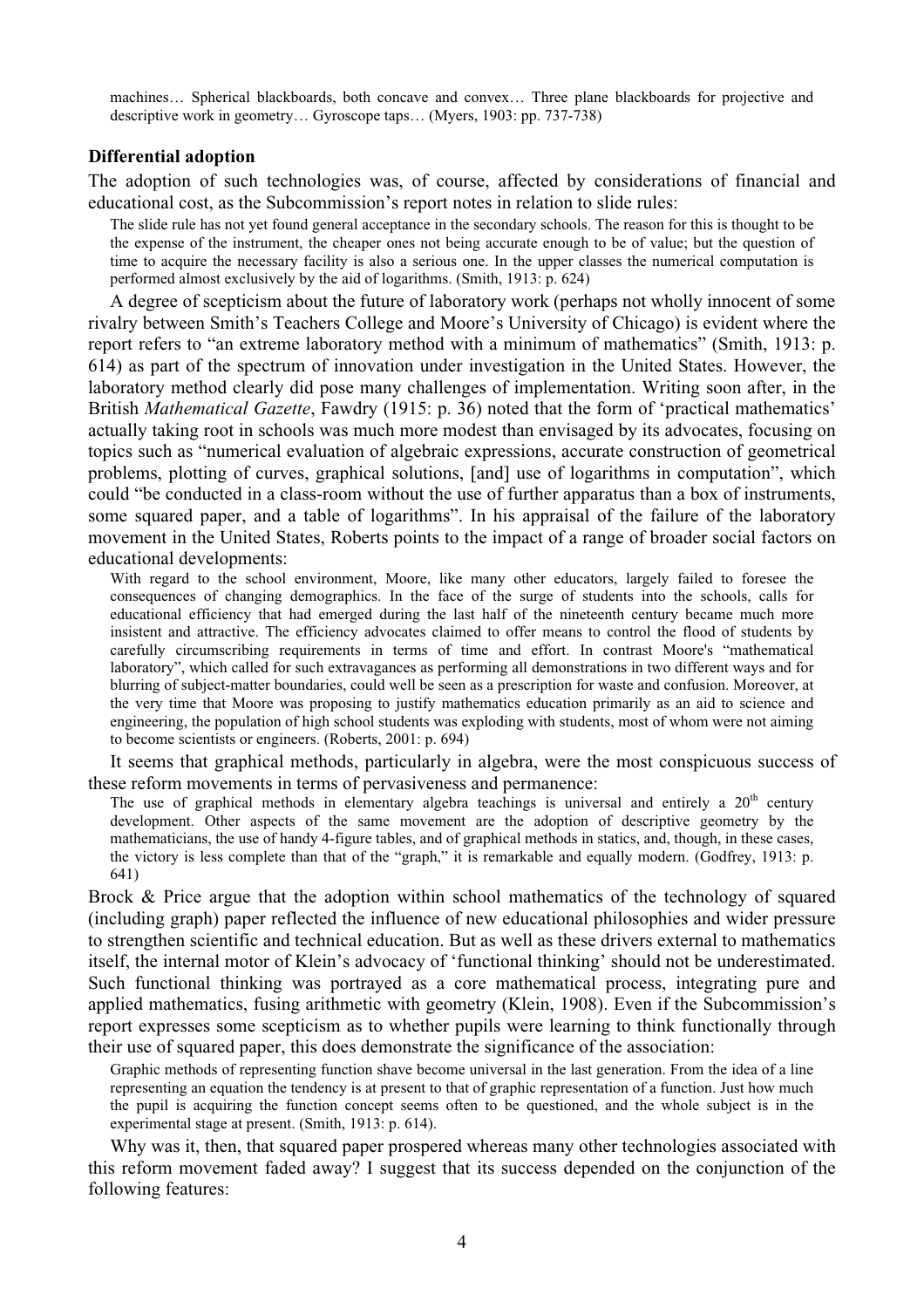machines… Spherical blackboards, both concave and convex… Three plane blackboards for projective and descriptive work in geometry… Gyroscope taps… (Myers, 1903: pp. 737-738)

**Differential adoption**

The adoption of such technologies was, of course, affected by considerations of financial and educational cost, as the Subcommission's report notes in relation to slide rules:

> The slide rule has not yet found general acceptance in the secondary schools. The reason for this is thought to be the expense of the instrument, the cheaper ones not being accurate enough to be of value; but the question of time to acquire the necessary facility is also a serious one. In the upper classes the numerical computation is performed almost exclusively by the aid of logarithms. (Smith, 1913: p. 624)

A degree of scepticism about the future of laboratory work (perhaps not wholly innocent of some rivalry between Smith's Teachers College and Moore's University of Chicago) is evident where the report refers to "an extreme laboratory method with a minimum of mathematics" (Smith, 1913: p. 614) as part of the spectrum of innovation under investigation in the United States. However, the laboratory method clearly did pose many challenges of implementation. Writing soon after, in the British *Mathematical Gazette*, Fawdry (1915: p. 36) noted that the form of 'practical mathematics' actually taking root in schools was much more modest than envisaged by its advocates, focusing on topics such as "numerical evaluation of algebraic expressions, accurate construction of geometrical problems, plotting of curves, graphical solutions, [and] use of logarithms in computation", which could "be conducted in a class-room without the use of further apparatus than a box of instruments, some squared paper, and a table of logarithms". In his appraisal of the failure of the laboratory movement in the United States, Roberts points to the impact of a range of broader social factors on educational developments:

> With regard to the school environment, Moore, like many other educators, largely failed to foresee the consequences of changing demographics. In the face of the surge of students into the schools, calls for educational efficiency that had emerged during the last half of the nineteenth century became much more insistent and attractive. The efficiency advocates claimed to offer means to control the flood of students by carefully circumscribing requirements in terms of time and effort. In contrast Moore's "mathematical laboratory", which called for such extravagances as performing all demonstrations in two different ways and for blurring of subject-matter boundaries, could well be seen as a prescription for waste and confusion. Moreover, at the very time that Moore was proposing to justify mathematics education primarily as an aid to science and engineering, the population of high school students was exploding with students, most of whom were not aiming to become scientists or engineers. (Roberts, 2001: p. 694)

It seems that graphical methods, particularly in algebra, were the most conspicuous success of these reform movements in terms of pervasiveness and permanence:

> The use of graphical methods in elementary algebra teachings is universal and entirely a 20th century development. Other aspects of the same movement are the adoption of descriptive geometry by the mathematicians, the use of handy 4-figure tables, and of graphical methods in statics, and, though, in these cases, the victory is less complete than that of the "graph," it is remarkable and equally modern. (Godfrey, 1913: p. 641)

Brock & Price argue that the adoption within school mathematics of the technology of squared (including graph) paper reflected the influence of new educational philosophies and wider pressure to strengthen scientific and technical education. But as well as these drivers external to mathematics itself, the internal motor of Klein's advocacy of 'functional thinking' should not be underestimated. Such functional thinking was portrayed as a core mathematical process, integrating pure and applied mathematics, fusing arithmetic with geometry (Klein, 1908). Even if the Subcommission's report expresses some scepticism as to whether pupils were learning to think functionally through their use of squared paper, this does demonstrate the significance of the association:

> Graphic methods of representing function shave become universal in the last generation. From the idea of a line representing an equation the tendency is at present to that of graphic representation of a function. Just how much the pupil is acquiring the function concept seems often to be questioned, and the whole subject is in the experimental stage at present. (Smith, 1913: p. 614).

Why was it, then, that squared paper prospered whereas many other technologies associated with this reform movement faded away? I suggest that its success depended on the conjunction of the following features: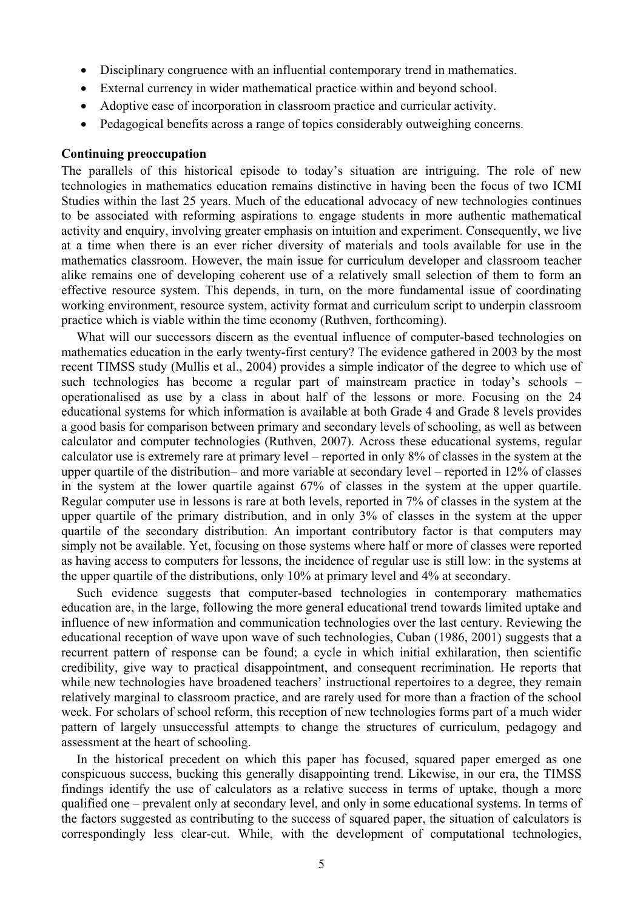- Disciplinary congruence with an influential contemporary trend in mathematics.
- External currency in wider mathematical practice within and beyond school.
- Adoptive ease of incorporation in classroom practice and curricular activity.
- Pedagogical benefits across a range of topics considerably outweighing concerns.

**Continuing preoccupation**

The parallels of this historical episode to today's situation are intriguing. The role of new technologies in mathematics education remains distinctive in having been the focus of two ICMI Studies within the last 25 years. Much of the educational advocacy of new technologies continues to be associated with reforming aspirations to engage students in more authentic mathematical activity and enquiry, involving greater emphasis on intuition and experiment. Consequently, we live at a time when there is an ever richer diversity of materials and tools available for use in the mathematics classroom. However, the main issue for curriculum developer and classroom teacher alike remains one of developing coherent use of a relatively small selection of them to form an effective resource system. This depends, in turn, on the more fundamental issue of coordinating working environment, resource system, activity format and curriculum script to underpin classroom practice which is viable within the time economy (Ruthven, forthcoming).

What will our successors discern as the eventual influence of computer-based technologies on mathematics education in the early twenty-first century? The evidence gathered in 2003 by the most recent TIMSS study (Mullis et al., 2004) provides a simple indicator of the degree to which use of such technologies has become a regular part of mainstream practice in today's schools – operationalised as use by a class in about half of the lessons or more. Focusing on the 24 educational systems for which information is available at both Grade 4 and Grade 8 levels provides a good basis for comparison between primary and secondary levels of schooling, as well as between calculator and computer technologies (Ruthven, 2007). Across these educational systems, regular calculator use is extremely rare at primary level – reported in only 8% of classes in the system at the upper quartile of the distribution– and more variable at secondary level – reported in 12% of classes in the system at the lower quartile against 67% of classes in the system at the upper quartile. Regular computer use in lessons is rare at both levels, reported in 7% of classes in the system at the upper quartile of the primary distribution, and in only 3% of classes in the system at the upper quartile of the secondary distribution. An important contributory factor is that computers may simply not be available. Yet, focusing on those systems where half or more of classes were reported as having access to computers for lessons, the incidence of regular use is still low: in the systems at the upper quartile of the distributions, only 10% at primary level and 4% at secondary.

Such evidence suggests that computer-based technologies in contemporary mathematics education are, in the large, following the more general educational trend towards limited uptake and influence of new information and communication technologies over the last century. Reviewing the educational reception of wave upon wave of such technologies, Cuban (1986, 2001) suggests that a recurrent pattern of response can be found; a cycle in which initial exhilaration, then scientific credibility, give way to practical disappointment, and consequent recrimination. He reports that while new technologies have broadened teachers' instructional repertoires to a degree, they remain relatively marginal to classroom practice, and are rarely used for more than a fraction of the school week. For scholars of school reform, this reception of new technologies forms part of a much wider pattern of largely unsuccessful attempts to change the structures of curriculum, pedagogy and assessment at the heart of schooling.

In the historical precedent on which this paper has focused, squared paper emerged as one conspicuous success, bucking this generally disappointing trend. Likewise, in our era, the TIMSS findings identify the use of calculators as a relative success in terms of uptake, though a more qualified one – prevalent only at secondary level, and only in some educational systems. In terms of the factors suggested as contributing to the success of squared paper, the situation of calculators is correspondingly less clear-cut. While, with the development of computational technologies,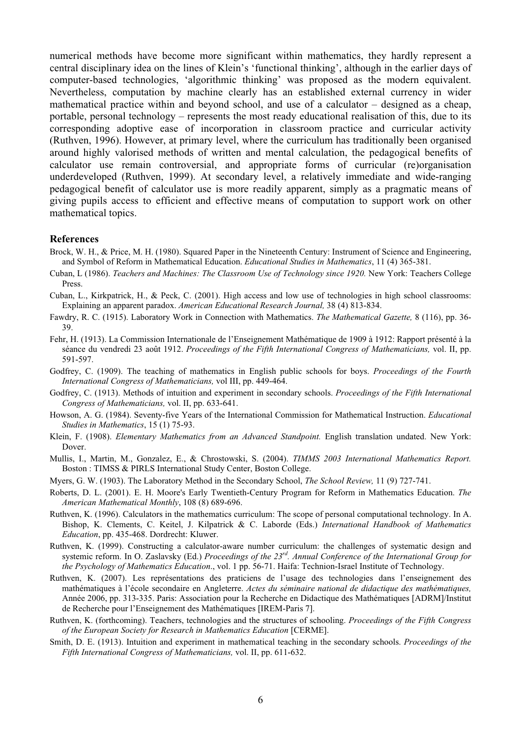numerical methods have become more significant within mathematics, they hardly represent a central disciplinary idea on the lines of Klein's 'functional thinking', although in the earlier days of computer-based technologies, 'algorithmic thinking' was proposed as the modern equivalent. Nevertheless, computation by machine clearly has an established external currency in wider mathematical practice within and beyond school, and use of a calculator – designed as a cheap, portable, personal technology – represents the most ready educational realisation of this, due to its corresponding adoptive ease of incorporation in classroom practice and curricular activity (Ruthven, 1996). However, at primary level, where the curriculum has traditionally been organised around highly valorised methods of written and mental calculation, the pedagogical benefits of calculator use remain controversial, and appropriate forms of curricular (re)organisation underdeveloped (Ruthven, 1999). At secondary level, a relatively immediate and wide-ranging pedagogical benefit of calculator use is more readily apparent, simply as a pragmatic means of giving pupils access to efficient and effective means of computation to support work on other mathematical topics.

## References

Brock, W. H., & Price, M. H. (1980). Squared Paper in the Nineteenth Century: Instrument of Science and Engineering, and Symbol of Reform in Mathematical Education. *Educational Studies in Mathematics*, 11 (4) 365-381.

Cuban, L (1986). *Teachers and Machines: The Classroom Use of Technology since 1920.* New York: Teachers College Press.

Cuban, L., Kirkpatrick, H., & Peck, C. (2001). High access and low use of technologies in high school classrooms: Explaining an apparent paradox. *American Educational Research Journal,* 38 (4) 813-834.

Fawdry, R. C. (1915). Laboratory Work in Connection with Mathematics. *The Mathematical Gazette,* 8 (116), pp. 36-39.

Fehr, H. (1913). La Commission Internationale de l'Enseignement Mathématique de 1909 à 1912: Rapport présenté à la séance du vendredi 23 août 1912. *Proceedings of the Fifth International Congress of Mathematicians,* vol. II, pp. 591-597.

Godfrey, C. (1909). The teaching of mathematics in English public schools for boys. *Proceedings of the Fourth International Congress of Mathematicians,* vol III, pp. 449-464.

Godfrey, C. (1913). Methods of intuition and experiment in secondary schools. *Proceedings of the Fifth International Congress of Mathematicians,* vol. II, pp. 633-641.

Howson, A. G. (1984). Seventy-five Years of the International Commission for Mathematical Instruction. *Educational Studies in Mathematics*, 15 (1) 75-93.

Klein, F. (1908). *Elementary Mathematics from an Advanced Standpoint.* English translation undated. New York: Dover.

Mullis, I., Martin, M., Gonzalez, E., & Chrostowski, S. (2004). *TIMMS 2003 International Mathematics Report.* Boston : TIMSS & PIRLS International Study Center, Boston College.

Myers, G. W. (1903). The Laboratory Method in the Secondary School, *The School Review,* 11 (9) 727-741.

Roberts, D. L. (2001). E. H. Moore's Early Twentieth-Century Program for Reform in Mathematics Education. *The American Mathematical Monthly*, 108 (8) 689-696.

Ruthven, K. (1996). Calculators in the mathematics curriculum: The scope of personal computational technology. In A. Bishop, K. Clements, C. Keitel, J. Kilpatrick & C. Laborde (Eds.) *International Handbook of Mathematics Education*, pp. 435-468. Dordrecht: Kluwer.

Ruthven, K. (1999). Constructing a calculator-aware number curriculum: the challenges of systematic design and systemic reform. In O. Zaslavsky (Ed.) *Proceedings of the 23rd. Annual Conference of the International Group for the Psychology of Mathematics Education*., vol. 1 pp. 56-71. Haifa: Technion-Israel Institute of Technology.

Ruthven, K. (2007). Les représentations des praticiens de l'usage des technologies dans l'enseignement des mathématiques à l'école secondaire en Angleterre. *Actes du séminaire national de didactique des mathématiques,* Année 2006, pp. 313-335. Paris: Association pour la Recherche en Didactique des Mathématiques [ADRM]/Institut de Recherche pour l'Enseignement des Mathématiques [IREM-Paris 7].

Ruthven, K. (forthcoming). Teachers, technologies and the structures of schooling. *Proceedings of the Fifth Congress of the European Society for Research in Mathematics Education* [CERME].

Smith, D. E. (1913). Intuition and experiment in mathematical teaching in the secondary schools. *Proceedings of the Fifth International Congress of Mathematicians,* vol. II, pp. 611-632.